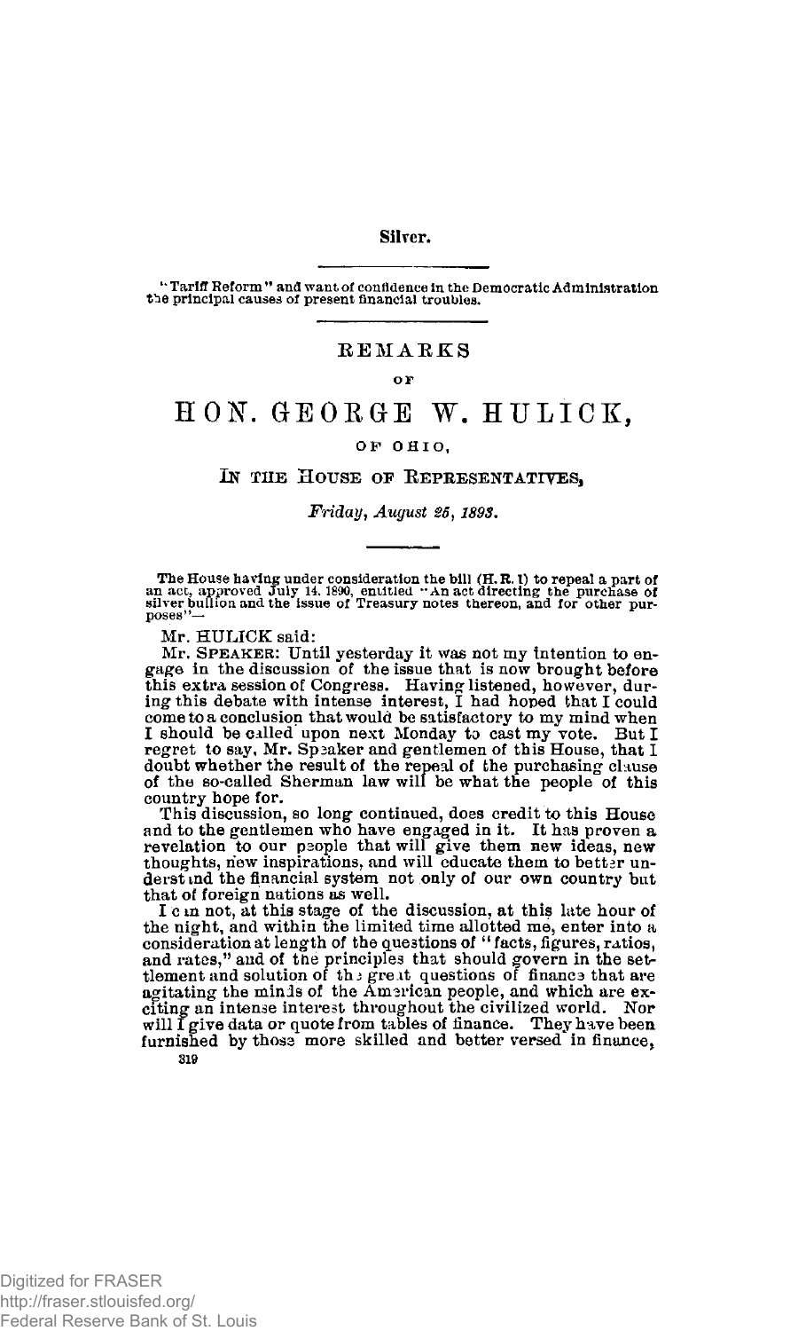## Silver.

"Tariff Reform" and want of confidence in the Democratic Administration the principal causes of present financial troubles.

# REMARKS

OF

# HON. GEORGE W. HULICK,

OF OHIO,

## IN THE HOUSE OF REPRESENTATIVES,

*Friday, August 25, 1893.*

The House having under consideration the bill (H. R. 1) to repeal a part of an act, approved July 14, 1890, entitled "An act directing the purchase of silver bullion and the issue of Treasury notes thereon, and for other purposes"—

Mr. HULICK said:

Mr. SPEAKER: Until yesterday it was not my intention to engage in the discussion of the issue that is now brought before this extra session of Congress. Having listened, however, during this debate with intense interest, I had hoped that I could come to a conclusion that would be satisfactory to my mind when I should be called upon next Monday to cast my vote. But I regret to say, Mr. Speaker and gentlemen of this House, that I doubt whether the result of the repeal of the purchasing clause of the so-called Sherman law will be what the people of this country hope for.

This discussion, so long continued, does credit to this House and to the gentlemen who have engaged in it. It has proven a revelation to our people that will give them new ideas, new thoughts, new inspirations, and will educate them to better understand the financial system not only of our own country but that of foreign nations as well.

I can not, at this stage of the discussion, at this late hour of the night, and within the limited time allotted me, enter into a consideration at length of the questions of "facts, figures, ratios, and rates," and of the principles that should govern in the settlement and solution of the great questions of finance that are agitating the minds of the American people, and which are exciting an intense interest throughout the civilized world. Nor will I give data or quote from tables of finance. They have been furnished by those more skilled and better versed in finance,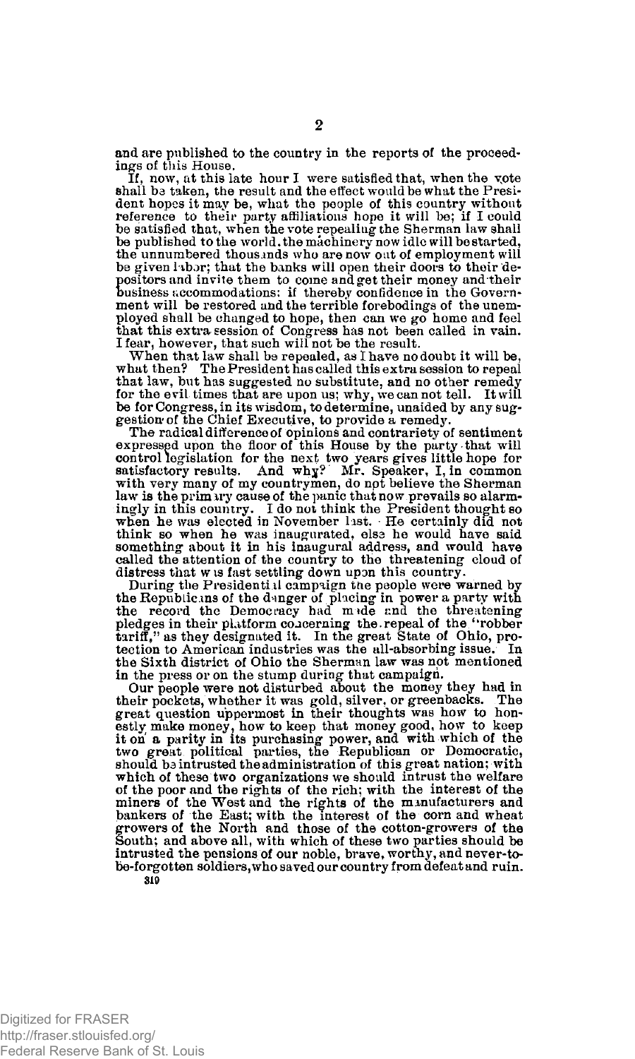and are published to the country in the reports of the proceedings of this House.

If, now, at this late hour I were satisfied that, when the vote shall be taken, the result and the effect would be what the President hopes it may be, what the people of this country without reference to their party affiliations hope it will be; if I could be satisfied that, when the vote repealing the Sherman law shall be published to the world, the machinery now idle will be started, the unnumbered thousands who are now out of employment will be given labor; that the banks will open their doors to their depositors and invite them to come and get their money and their business accommodations: if thereby confidence in the Government will be restored and the terrible forebodings of the unemployed shall be changed to hope, then can we go home and feel that this extra session of Congress has not been called in vain. I fear, however, that such will not be the result.

When that law shall be repealed, as I have no doubt it will be, what then? The President has called this extra session to repeal that law, but has suggested no substitute, and no other remedy for the evil times that are upon us; why, we can not tell. It will be for Congress, in its wisdom, to determine, unaided by any suggestion of the Chief Executive, to provide a remedy.

The radical difference of opinions and contrariety of sentiment expressed upon the floor of this House by the party that will control legislation for the next two years gives little hope for satisfactory results. And why? Mr. Speaker, I, in common with very many of my countrymen, do not believe the Sherman law is the primary cause of the panic that now prevails so alarmingly in this country. I do not think the President thought so when he was elected in November last. He certainly did not think so when he was inaugurated, else he would have said something about it in his inaugural address, and would have called the attention of the country to the threatening cloud of distress that was fast settling down upon this country.

During the Presidential campaign the people were warned by the Republicans of the danger of placing in power a party with the record the Democracy had made and the threatening pledges in their platform concerning the repeal of the "robber tariff," as they designated it. In the great State of Ohio, protection to American industries was the all-absorbing issue. In the Sixth district of Ohio the Sherman law was not mentioned in the press or on the stump during that campaign.

Our people were not disturbed about the money they had in their pockets, whether it was gold, silver, or greenbacks. The great question uppermost in their thoughts was how to honestly make money, how to keep that money good, how to keep it on a parity in its purchasing power, and with which of the two great political parties, the Republican or Democratic, should be intrusted the administration of this great nation; with which of these two organizations we should intrust the welfare of the poor and the rights of the rich; with the interest of the miners of the West and the rights of the manufacturers and bankers of the East; with the interest of the corn and wheat growers of the North and those of the cotton-growers of the South; and above all, with which of these two parties should be intrusted the pensions of our noble, brave, worthy, and never-to-be-forgotten soldiers, who saved our country from defeat and ruin.

319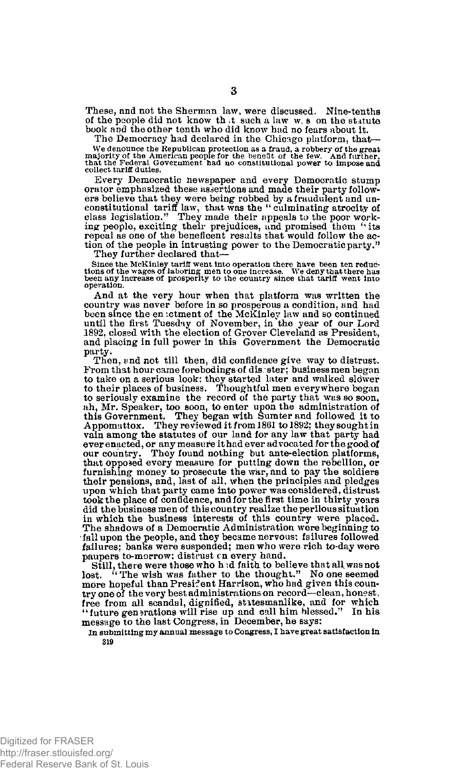These, and not the Sherman law, were discussed. Nine-tenths of the people did not know that such a law was on the statute book and the other tenth who did know had no fears about it.

The Democracy had declared in the Chicago platform, that—

> We denounce the Republican protection as a fraud, a robbery of the great majority of the American people for the benefit of the few. And further, that the Federal Government had no constitutional power to impose and collect tariff duties.

Every Democratic newspaper and every Democratic stump orator emphasized these assertions and made their party followers believe that they were being robbed by a fraudulent and unconstitutional tariff law, that was the "culminating atrocity of class legislation." They made their appeals to the poor working people, exciting their prejudices, and promised them "its repeal as one of the beneficent results that would follow the action of the people in intrusting power to the Democratic party."

They further declared that—

> Since the McKinley tariff went into operation there have been ten reductions of the wages of laboring men to one increase. We deny that there has been any increase of prosperity to the country since that tariff went into operation.

And at the very hour when that platform was written the country was never before in so prosperous a condition, and had been since the enactment of the McKinley law and so continued until the first Tuesday of November, in the year of our Lord 1892, closed with the election of Grover Cleveland as President, and placing in full power in this Government the Democratic party.

Then, and not till then, did confidence give way to distrust. From that hour came forebodings of disaster; business men began to take on a serious look; they started later and walked slower to their places of business. Thoughtful men everywhere began to seriously examine the record of the party that was so soon, ah, Mr. Speaker, too soon, to enter upon the administration of this Government. They began with Sumter and followed it to Appomattox. They reviewed it from 1861 to 1892; they sought in vain among the statutes of our land for any law that party had ever enacted, or any measure it had ever advocated for the good of our country. They found nothing but ante-election platforms, that opposed every measure for putting down the rebellion, or furnishing money to prosecute the war, and to pay the soldiers their pensions, and, last of all, when the principles and pledges upon which that party came into power was considered, distrust took the place of confidence, and for the first time in thirty years did the business men of this country realize the perilous situation in which the business interests of this country were placed. The shadows of a Democratic Administration were beginning to fall upon the people, and they became nervous; failures followed failures; banks were suspended; men who were rich to-day were paupers to-morrow; distrust on every hand.

Still, there were those who had faith to believe that all was not lost. "The wish was father to the thought." No one seemed more hopeful than President Harrison, who had given this country one of the very best administrations on record—clean, honest, free from all scandal, dignified, statesmanlike, and for which "future generations will rise up and call him blessed." In his message to the last Congress, in December, he says:

> In submitting my annual message to Congress, I have great satisfaction in

319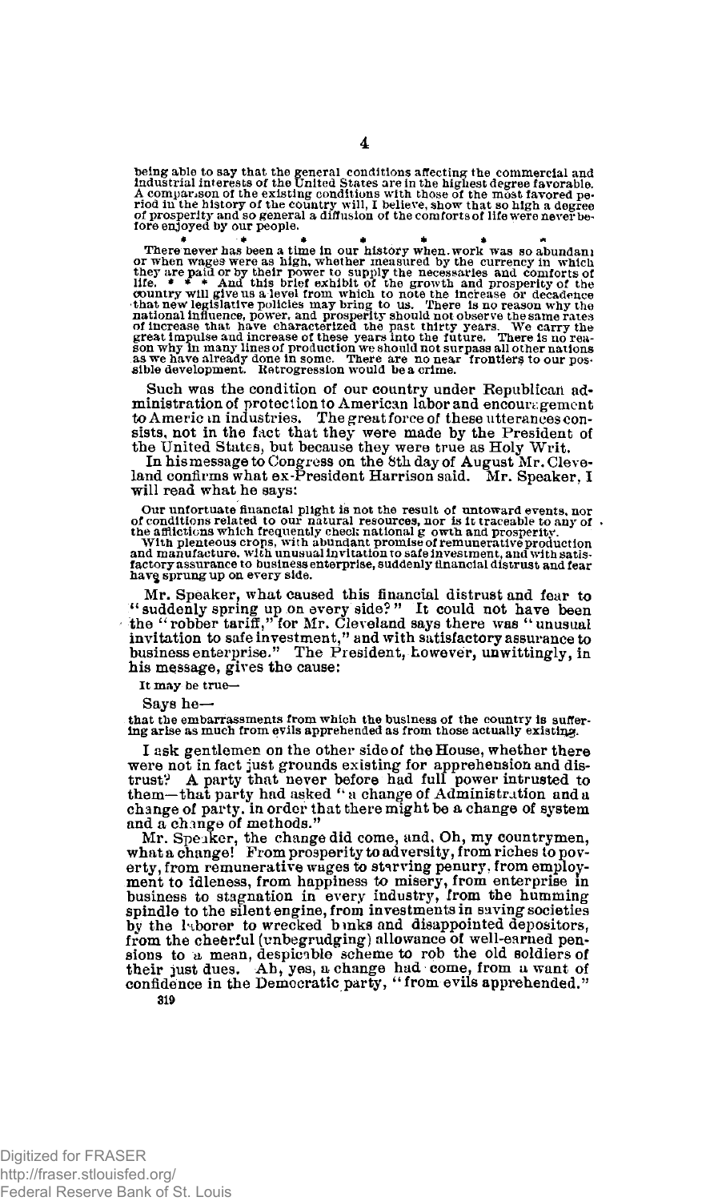being able to say that the general conditions affecting the commercial and industrial interests of the United States are in the highest degree favorable. A comparison of the existing conditions with those of the most favored period in the history of the country will, I believe, show that so high a degree of prosperity and so general a diffusion of the comforts of life were never before enjoyed by our people.

\* \* \* \* \* \* \*

There never has been a time in our history when work was so abundant or when wages were as high, whether measured by the currency in which they are paid or by their power to supply the necessaries and comforts of life. \* \* \* And this brief exhibit of the growth and prosperity of the country will give us a level from which to note the increase or decadence that new legislative policies may bring to us. There is no reason why the national influence, power, and prosperity should not observe the same rates of increase that have characterized the past thirty years. We carry the great impulse and increase of these years into the future. There is no reason why in many lines of production we should not surpass all other nations as we have already done in some. There are no near frontiers to our possible development. Retrogression would be a crime.

Such was the condition of our country under Republican administration of protection to American labor and encouragement to American industries. The great force of these utterances consists, not in the fact that they were made by the President of the United States, but because they were true as Holy Writ.

In his message to Congress on the 8th day of August Mr. Cleveland confirms what ex-President Harrison said. Mr. Speaker, I will read what he says:

Our unfortunate financial plight is not the result of untoward events, nor of conditions related to our natural resources, nor is it traceable to any of the afflictions which frequently check national growth and prosperity. With plenteous crops, with abundant promise of remunerative production and manufacture, with unusual invitation to safe investment, and with satisfactory assurance to business enterprise, suddenly financial distrust and fear have sprung up on every side.

Mr. Speaker, what caused this financial distrust and fear to "suddenly spring up on every side?" It could not have been the "robber tariff," for Mr. Cleveland says there was "unusual invitation to safe investment," and with satisfactory assurance to business enterprise." The President, however, unwittingly, in his message, gives the cause:

It may be true—

Says he—

that the embarrassments from which the business of the country is suffering arise as much from evils apprehended as from those actually existing.

I ask gentlemen on the other side of the House, whether there were not in fact just grounds existing for apprehension and distrust? A party that never before had full power intrusted to them—that party had asked "a change of Administration and a change of party, in order that there might be a change of system and a change of methods."

Mr. Speaker, the change did come, and, Oh, my countrymen, what a change! From prosperity to adversity, from riches to poverty, from remunerative wages to starving penury, from employment to idleness, from happiness to misery, from enterprise in business to stagnation in every industry, from the humming spindle to the silent engine, from investments in saving societies by the laborer to wrecked banks and disappointed depositors, from the cheerful (unbegrudging) allowance of well-earned pensions to a mean, despicable scheme to rob the old soldiers of their just dues. Ah, yes, a change had come, from a want of confidence in the Democratic party, "from evils apprehended."

319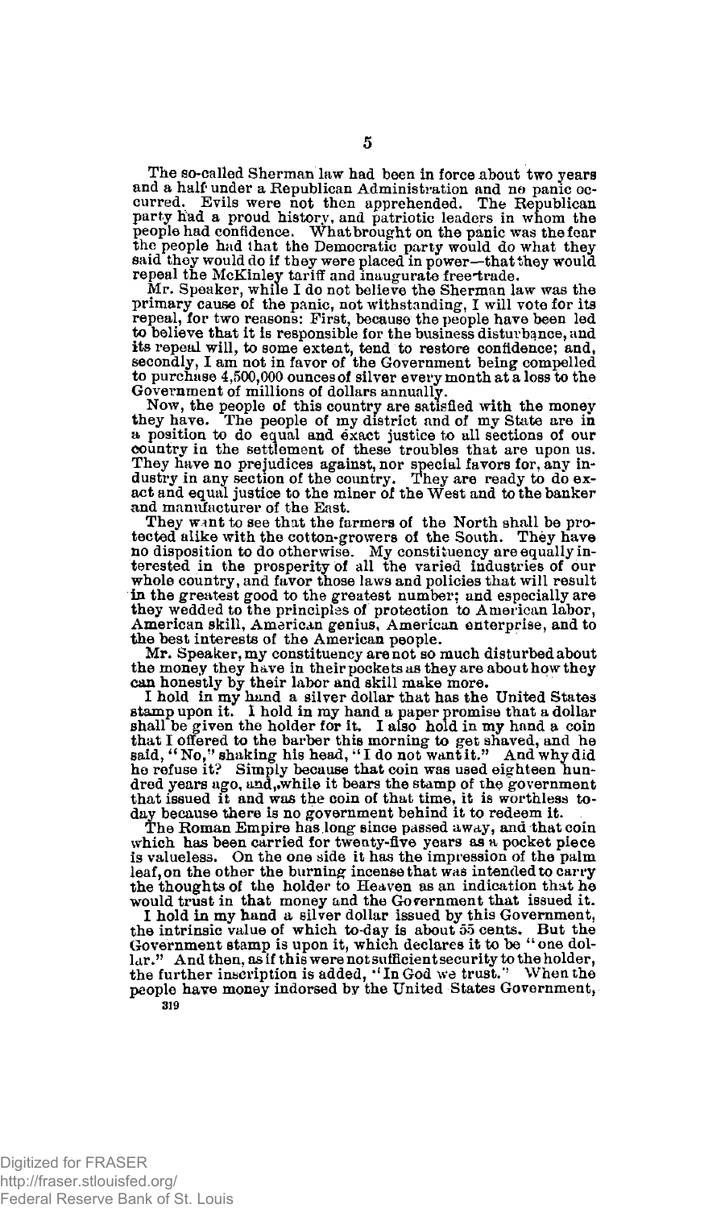The so-called Sherman law had been in force about two years and a half under a Republican Administration and no panic occurred. Evils were not then apprehended. The Republican party had a proud history, and patriotic leaders in whom the people had confidence. What brought on the panic was the fear the people had that the Democratic party would do what they said they would do if they were placed in power—that they would repeal the McKinley tariff and inaugurate free-trade.

Mr. Speaker, while I do not believe the Sherman law was the primary cause of the panic, notwithstanding, I will vote for its repeal, for two reasons: First, because the people have been led to believe that it is responsible for the business disturbance, and its repeal will, to some extent, tend to restore confidence; and, secondly, I am not in favor of the Government being compelled to purchase 4,500,000 ounces of silver every month at a loss to the Government of millions of dollars annually.

Now, the people of this country are satisfied with the money they have. The people of my district and of my State are in a position to do equal and exact justice to all sections of our country in the settlement of these troubles that are upon us. They have no prejudices against, nor special favors for, any industry in any section of the country. They are ready to do exact and equal justice to the miner of the West and to the banker and manufacturer of the East.

They want to see that the farmers of the North shall be protected alike with the cotton-growers of the South. They have no disposition to do otherwise. My constituency are equally interested in the prosperity of all the varied industries of our whole country, and favor those laws and policies that will result in the greatest good to the greatest number; and especially are they wedded to the principles of protection to American labor, American skill, American genius, American enterprise, and to the best interests of the American people.

Mr. Speaker, my constituency are not so much disturbed about the money they have in their pockets as they are about how they can honestly by their labor and skill make more.

I hold in my hand a silver dollar that has the United States stamp upon it. I hold in my hand a paper promise that a dollar shall be given the holder for it. I also hold in my hand a coin that I offered to the barber this morning to get shaved, and he said, "No," shaking his head, "I do not want it." And why did he refuse it? Simply because that coin was used eighteen hundred years ago, and, while it bears the stamp of the government that issued it and was the coin of that time, it is worthless to-day because there is no government behind it to redeem it.

The Roman Empire has long since passed away, and that coin which has been carried for twenty-five years as a pocket piece is valueless. On the one side it has the impression of the palm leaf, on the other the burning incense that was intended to carry the thoughts of the holder to Heaven as an indication that he would trust in that money and the Government that issued it.

I hold in my hand a silver dollar issued by this Government, the intrinsic value of which to-day is about 55 cents. But the Government stamp is upon it, which declares it to be "one dollar." And then, as if this were not sufficient security to the holder, the further inscription is added, "In God we trust." When the people have money indorsed by the United States Government,

319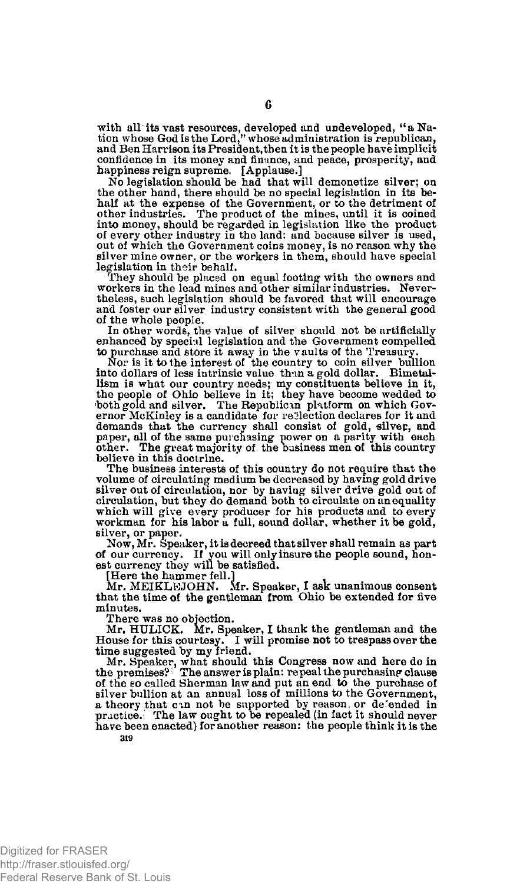with all its vast resources, developed and undeveloped, "a Nation whose God is the Lord," whose administration is republican, and Ben Harrison its President, then it is the people have implicit confidence in its money and finance, and peace, prosperity, and happiness reign supreme. [Applause.]

No legislation should be had that will demonetize silver; on the other hand, there should be no special legislation in its behalf at the expense of the Government, or to the detriment of other industries. The product of the mines, until it is coined into money, should be regarded in legislation like the product of every other industry in the land: and because silver is used, out of which the Government coins money, is no reason why the silver mine owner, or the workers in them, should have special legislation in their behalf.

They should be placed on equal footing with the owners and workers in the lead mines and other similar industries. Nevertheless, such legislation should be favored that will encourage and foster our silver industry consistent with the general good of the whole people.

In other words, the value of silver should not be artificially enhanced by special legislation and the Government compelled to purchase and store it away in the vaults of the Treasury.

Nor is it to the interest of the country to coin silver bullion into dollars of less intrinsic value than a gold dollar. Bimetallism is what our country needs; my constituents believe in it, the people of Ohio believe in it; they have become wedded to both gold and silver. The Republican platform on which Governor McKinley is a candidate for reëlection declares for it and demands that the currency shall consist of gold, silver, and paper, all of the same purchasing power on a parity with each other. The great majority of the business men of this country believe in this doctrine.

The business interests of this country do not require that the volume of circulating medium be decreased by having gold drive silver out of circulation, nor by having silver drive gold out of circulation, but they do demand both to circulate on an equality which will give every producer for his products and to every workman for his labor a full, sound dollar, whether it be gold, silver, or paper.

Now, Mr. Speaker, it is decreed that silver shall remain as part of our currency. If you will only insure the people sound, honest currency they will be satisfied.

[Here the hammer fell.]

Mr. MEIKLEJOHN. Mr. Speaker, I ask unanimous consent that the time of the gentleman from Ohio be extended for five minutes.

There was no objection.

Mr. HULICK. Mr. Speaker, I thank the gentleman and the House for this courtesy. I will promise not to trespass over the time suggested by my friend.

Mr. Speaker, what should this Congress now and here do in the premises? The answer is plain: repeal the purchasing clause of the so called Sherman law and put an end to the purchase of silver bullion at an annual loss of millions to the Government, a theory that can not be supported by reason, or defended in practice. The law ought to be repealed (in fact it should never have been enacted) for another reason: the people think it is the

319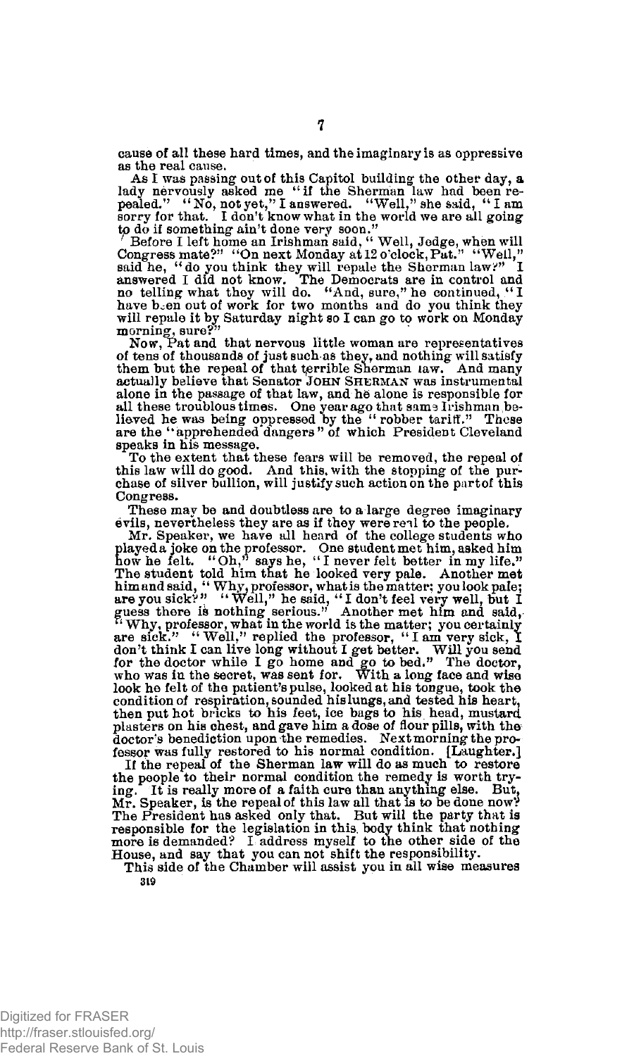cause of all these hard times, and the imaginary is as oppressive as the real cause.

As I was passing out of this Capitol building the other day, a lady nervously asked me "if the Sherman law had been repealed." "No, not yet," I answered. "Well," she said, "I am sorry for that. I don't know what in the world we are all going to do if something ain't done very soon."

Before I left home an Irishman said, "Well, Jedge, when will Congress mate?" "On next Monday at 12 o'clock, Pat." "Well," said he, "do you think they will repale the Sherman law?" I answered I did not know. The Democrats are in control and no telling what they will do. "And, sure," he continued, "I have been out of work for two months and do you think they will repale it by Saturday night so I can go to work on Monday morning, sure?"

Now, Pat and that nervous little woman are representatives of tens of thousands of just such as they, and nothing will satisfy them but the repeal of that terrible Sherman law. And many actually believe that Senator JOHN SHERMAN was instrumental alone in the passage of that law, and he alone is responsible for all these troublous times. One year ago that same Irishman believed he was being oppressed by the "robber tariff." These are the "apprehended dangers" of which President Cleveland speaks in his message.

To the extent that these fears will be removed, the repeal of this law will do good. And this, with the stopping of the purchase of silver bullion, will justify such action on the part of this Congress.

These may be and doubtless are to a large degree imaginary evils, nevertheless they are as if they were real to the people.

Mr. Speaker, we have all heard of the college students who played a joke on the professor. One student met him, asked him how he felt. "Oh," says he, "I never felt better in my life." The student told him that he looked very pale. Another met him and said, "Why, professor, what is the matter; you look pale; are you sick?" "Well," he said, "I don't feel very well, but I guess there is nothing serious." Another met him and said, "Why, professor, what in the world is the matter; you certainly are sick." "Well," replied the professor, "I am very sick, I don't think I can live long without I get better. Will you send for the doctor while I go home and go to bed." The doctor, who was in the secret, was sent for. With a long face and wise look he felt of the patient's pulse, looked at his tongue, took the condition of respiration, sounded his lungs, and tested his heart, then put hot bricks to his feet, ice bags to his head, mustard plasters on his chest, and gave him a dose of flour pills, with the doctor's benediction upon the remedies. Next morning the professor was fully restored to his normal condition. [Laughter.]

If the repeal of the Sherman law will do as much to restore the people to their normal condition the remedy is worth trying. It is really more of a faith cure than anything else. But, Mr. Speaker, is the repeal of this law all that is to be done now? The President has asked only that. But will the party that is responsible for the legislation in this body think that nothing more is demanded? I address myself to the other side of the House, and say that you can not shift the responsibility.

This side of the Chamber will assist you in all wise measures

319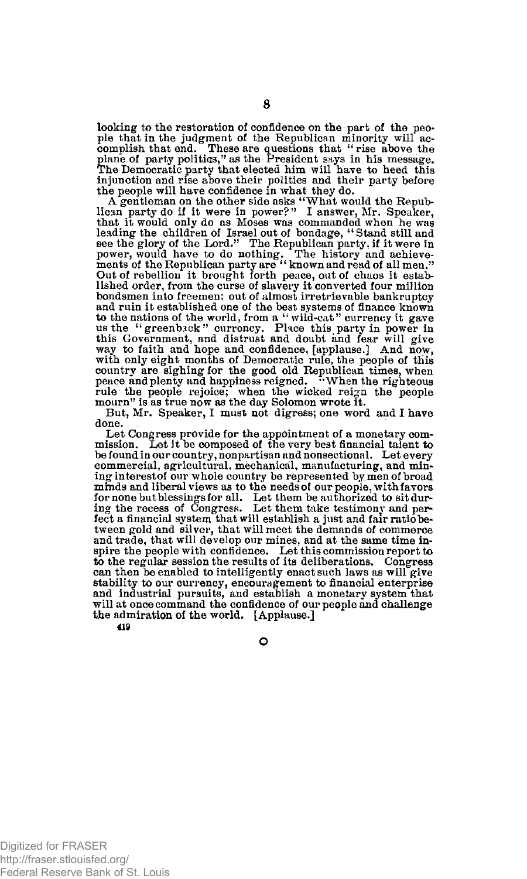looking to the restoration of confidence on the part of the people that in the judgment of the Republican minority will accomplish that end. These are questions that "rise above the plane of party politics," as the President says in his message. The Democratic party that elected him will have to heed this injunction and rise above their politics and their party before the people will have confidence in what they do.

A gentleman on the other side asks "What would the Republican party do if it were in power?" I answer, Mr. Speaker, that it would only do as Moses was commanded when he was leading the children of Israel out of bondage, "Stand still and see the glory of the Lord." The Republican party, if it were in power, would have to do nothing. The history and achievements of the Republican party are "known and read of all men." Out of rebellion it brought forth peace, out of chaos it established order, from the curse of slavery it converted four million bondsmen into freemen; out of almost irretrievable bankruptcy and ruin it established one of the best systems of finance known to the nations of the world, from a "wild-cat" currency it gave us the "greenback" currency. Place this party in power in this Government, and distrust and doubt and fear will give way to faith and hope and confidence, [applause.] And now, with only eight months of Democratic rule, the people of this country are sighing for the good old Republican times, when peace and plenty and happiness reigned. "When the righteous rule the people rejoice; when the wicked reign the people mourn" is as true now as the day Solomon wrote it.

But, Mr. Speaker, I must not digress; one word and I have done.

Let Congress provide for the appointment of a monetary commission. Let it be composed of the very best financial talent to be found in our country, nonpartisan and nonsectional. Let every commercial, agricultural, mechanical, manufacturing, and mining interestof our whole country be represented by men of broad minds and liberal views as to the needs of our people, with favors for none but blessings for all. Let them be authorized to sit during the recess of Congress. Let them take testimony and perfect a financial system that will establish a just and fair ratio between gold and silver, that will meet the demands of commerce and trade, that will develop our mines, and at the same time inspire the people with confidence. Let this commission report to to the regular session the results of its deliberations. Congress can then be enabled to intelligently enact such laws as will give stability to our currency, encouragement to financial enterprise and industrial pursuits, and establish a monetary system that will at once command the confidence of our people and challenge the admiration of the world. [Applause.]

419

O